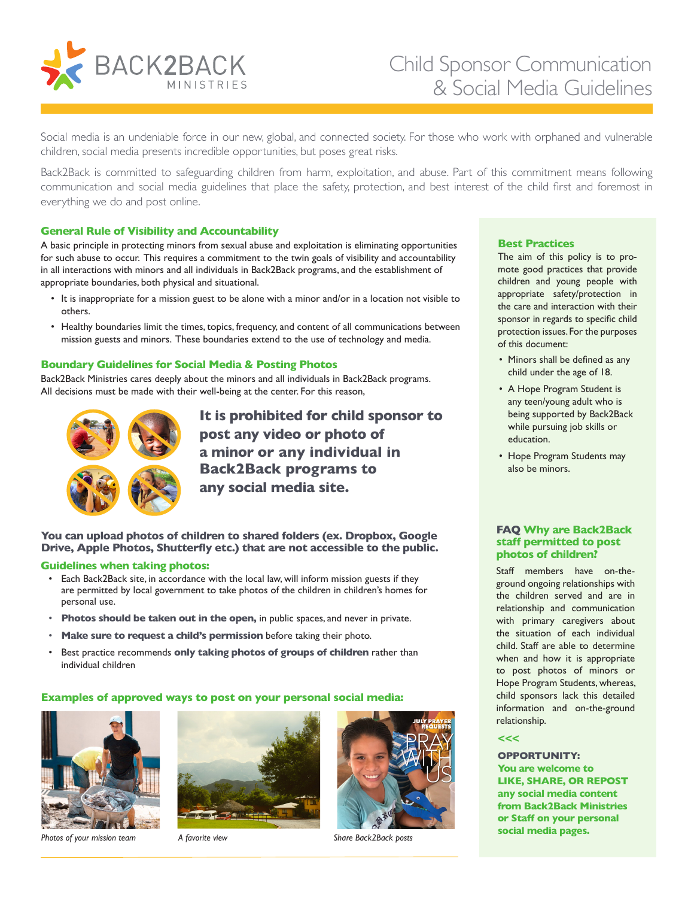# Child Sponsor Communication & Social Media Guidelines

Social media is an undeniable force in our new, global, and connected society. For those who work with orphaned and vulnerable children, social media presents incredible opportunities, but poses great risks.

Back2Back is committed to safeguarding children from harm, exploitation, and abuse. Part of this commitment means following communication and social media guidelines that place the safety, protection, and best interest of the child first and foremost in everything we do and post online.

## General Rule of Visibility and Accountability

A basic principle in protecting minors from sexual abuse and exploitation is eliminating opportunities for such abuse to occur. This requires a commitment to the twin goals of visibility and accountability in all interactions with minors and all individuals in Back2Back programs, and the establishment of appropriate boundaries, both physical and situational.

- It is inappropriate for a mission guest to be alone with a minor and/or in a location not visible to others.
- Healthy boundaries limit the times, topics, frequency, and content of all communications between mission guests and minors. These boundaries extend to the use of technology and media.

## Boundary Guidelines for Social Media & Posting Photos

Back2Back Ministries cares deeply about the minors and all individuals in Back2Back programs. All decisions must be made with their well-being at the center. For this reason,

**It is prohibited for child sponsor to post any video or photo of a minor or any individual in Back2Back programs to any social media site.**

**You can upload photos of children to shared folders (ex. Dropbox, Google Drive, Apple Photos, Shutterfly etc.) that are not accessible to the public.**

## Guidelines when taking photos:

- Each Back2Back site, in accordance with the local law, will inform mission guests if they are permitted by local government to take photos of the children in children's homes for personal use.
- **Photos should be taken out in the open,** in public spaces, and never in private.
- **Make sure to request a child's permission** before taking their photo.
- Best practice recommends **only taking photos of groups of children** rather than individual children

## Examples of approved ways to post on your personal social media:

*Photos of your mission team*

*A favorite view*

*Share Back2Back posts*

## Best Practices

The aim of this policy is to promote good practices that provide children and young people with appropriate safety/protection in the care and interaction with their sponsor in regards to specific child protection issues. For the purposes of this document:

- Minors shall be defined as any child under the age of 18.
- A Hope Program Student is any teen/young adult who is being supported by Back2Back while pursuing job skills or education.
- Hope Program Students may also be minors.

## FAQ Why are Back2Back staff permitted to post photos of children?

Staff members have on-the-ground ongoing relationships with the children served and are in relationship and communication with primary caregivers about the situation of each individual child. Staff are able to determine when and how it is appropriate to post photos of minors or Hope Program Students, whereas, child sponsors lack this detailed information and on-the-ground relationship.

<<<

**OPPORTUNITY:**
**You are welcome to LIKE, SHARE, OR REPOST any social media content from Back2Back Ministries or Staff on your personal social media pages.**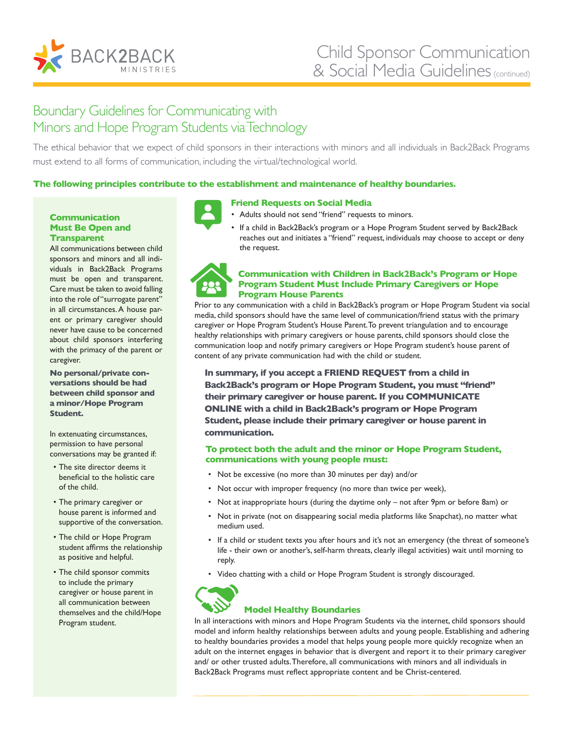# Boundary Guidelines for Communicating with Minors and Hope Program Students via Technology

The ethical behavior that we expect of child sponsors in their interactions with minors and all individuals in Back2Back Programs must extend to all forms of communication, including the virtual/technological world.

**The following principles contribute to the establishment and maintenance of healthy boundaries.**

### Communication Must Be Open and Transparent

All communications between child sponsors and minors and all individuals in Back2Back Programs must be open and transparent. Care must be taken to avoid falling into the role of "surrogate parent" in all circumstances. A house parent or primary caregiver should never have cause to be concerned about child sponsors interfering with the primacy of the parent or caregiver.

**No personal/private conversations should be had between child sponsor and a minor/Hope Program Student.**

In extenuating circumstances, permission to have personal conversations may be granted if:

- The site director deems it beneficial to the holistic care of the child.
- The primary caregiver or house parent is informed and supportive of the conversation.
- The child or Hope Program student affirms the relationship as positive and helpful.
- The child sponsor commits to include the primary caregiver or house parent in all communication between themselves and the child/Hope Program student.

### Friend Requests on Social Media

- Adults should not send "friend" requests to minors.
- If a child in Back2Back's program or a Hope Program Student served by Back2Back reaches out and initiates a "friend" request, individuals may choose to accept or deny the request.

### Communication with Children in Back2Back's Program or Hope Program Student Must Include Primary Caregivers or Hope Program House Parents

Prior to any communication with a child in Back2Back's program or Hope Program Student via social media, child sponsors should have the same level of communication/friend status with the primary caregiver or Hope Program Student's House Parent. To prevent triangulation and to encourage healthy relationships with primary caregivers or house parents, child sponsors should close the communication loop and notify primary caregivers or Hope Program student's house parent of content of any private communication had with the child or student.

**In summary, if you accept a FRIEND REQUEST from a child in Back2Back's program or Hope Program Student, you must "friend" their primary caregiver or house parent. If you COMMUNICATE ONLINE with a child in Back2Back's program or Hope Program Student, please include their primary caregiver or house parent in communication.**

**To protect both the adult and the minor or Hope Program Student, communications with young people must:**

- Not be excessive (no more than 30 minutes per day) and/or
- Not occur with improper frequency (no more than twice per week),
- Not at inappropriate hours (during the daytime only – not after 9pm or before 8am) or
- Not in private (not on disappearing social media platforms like Snapchat), no matter what medium used.
- If a child or student texts you after hours and it's not an emergency (the threat of someone's life - their own or another's, self-harm threats, clearly illegal activities) wait until morning to reply.
- Video chatting with a child or Hope Program Student is strongly discouraged.

### Model Healthy Boundaries

In all interactions with minors and Hope Program Students via the internet, child sponsors should model and inform healthy relationships between adults and young people. Establishing and adhering to healthy boundaries provides a model that helps young people more quickly recognize when an adult on the internet engages in behavior that is divergent and report it to their primary caregiver and/ or other trusted adults. Therefore, all communications with minors and all individuals in Back2Back Programs must reflect appropriate content and be Christ-centered.